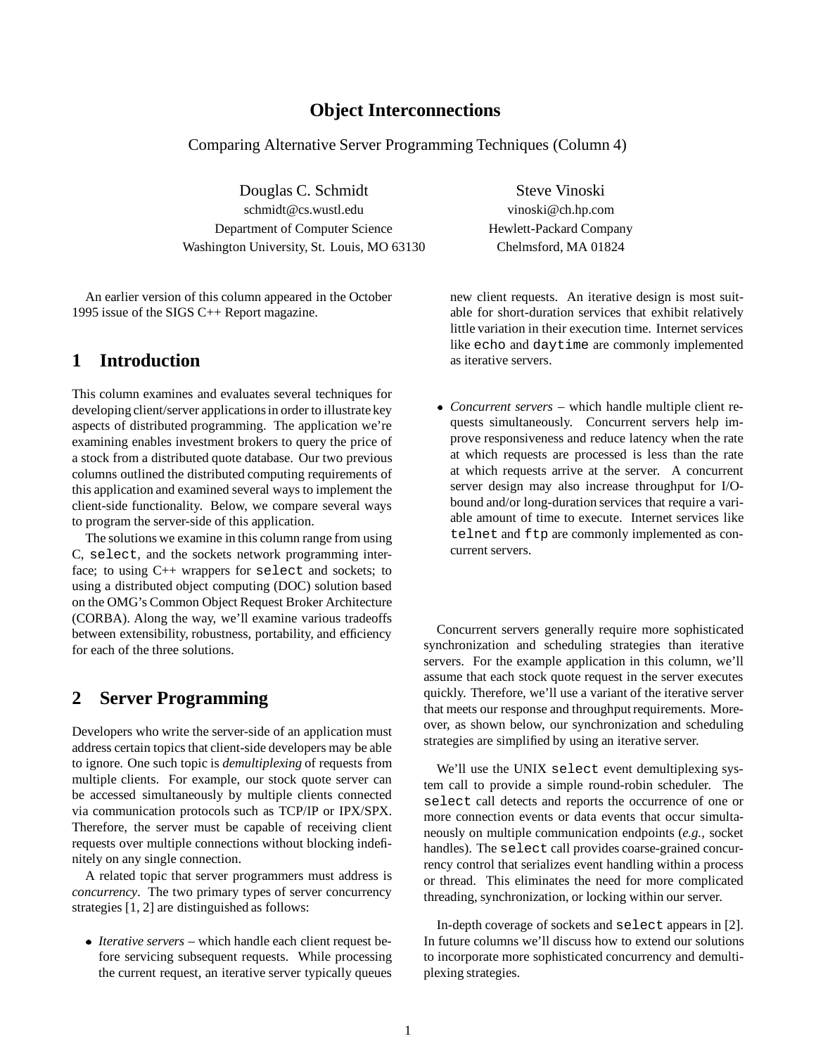# Object Interconnections

Comparing Alternative Server Programming Techniques (Column 4)

Douglas C. Schmidt
schmidt@cs.wustl.edu
Department of Computer Science
Washington University, St. Louis, MO 63130

Steve Vinoski
vinoski@ch.hp.com
Hewlett-Packard Company
Chelmsford, MA 01824

An earlier version of this column appeared in the October 1995 issue of the SIGS C++ Report magazine.

## 1 Introduction

This column examines and evaluates several techniques for developing client/server applications in order to illustrate key aspects of distributed programming. The application we're examining enables investment brokers to query the price of a stock from a distributed quote database. Our two previous columns outlined the distributed computing requirements of this application and examined several ways to implement the client-side functionality. Below, we compare several ways to program the server-side of this application.

The solutions we examine in this column range from using C, `select`, and the sockets network programming interface; to using C++ wrappers for `select` and sockets; to using a distributed object computing (DOC) solution based on the OMG's Common Object Request Broker Architecture (CORBA). Along the way, we'll examine various tradeoffs between extensibility, robustness, portability, and efficiency for each of the three solutions.

## 2 Server Programming

Developers who write the server-side of an application must address certain topics that client-side developers may be able to ignore. One such topic is *demultiplexing* of requests from multiple clients. For example, our stock quote server can be accessed simultaneously by multiple clients connected via communication protocols such as TCP/IP or IPX/SPX. Therefore, the server must be capable of receiving client requests over multiple connections without blocking indefinitely on any single connection.

A related topic that server programmers must address is *concurrency*. The two primary types of server concurrency strategies [1, 2] are distinguished as follows:

- *Iterative servers* – which handle each client request before servicing subsequent requests. While processing the current request, an iterative server typically queues new client requests. An iterative design is most suitable for short-duration services that exhibit relatively little variation in their execution time. Internet services like `echo` and `daytime` are commonly implemented as iterative servers.

- *Concurrent servers* – which handle multiple client requests simultaneously. Concurrent servers help improve responsiveness and reduce latency when the rate at which requests are processed is less than the rate at which requests arrive at the server. A concurrent server design may also increase throughput for I/O-bound and/or long-duration services that require a variable amount of time to execute. Internet services like `telnet` and `ftp` are commonly implemented as concurrent servers.

Concurrent servers generally require more sophisticated synchronization and scheduling strategies than iterative servers. For the example application in this column, we'll assume that each stock quote request in the server executes quickly. Therefore, we'll use a variant of the iterative server that meets our response and throughput requirements. Moreover, as shown below, our synchronization and scheduling strategies are simplified by using an iterative server.

We'll use the UNIX `select` event demultiplexing system call to provide a simple round-robin scheduler. The `select` call detects and reports the occurrence of one or more connection events or data events that occur simultaneously on multiple communication endpoints (*e.g.,* socket handles). The `select` call provides coarse-grained concurrency control that serializes event handling within a process or thread. This eliminates the need for more complicated threading, synchronization, or locking within our server.

In-depth coverage of sockets and `select` appears in [2]. In future columns we'll discuss how to extend our solutions to incorporate more sophisticated concurrency and demultiplexing strategies.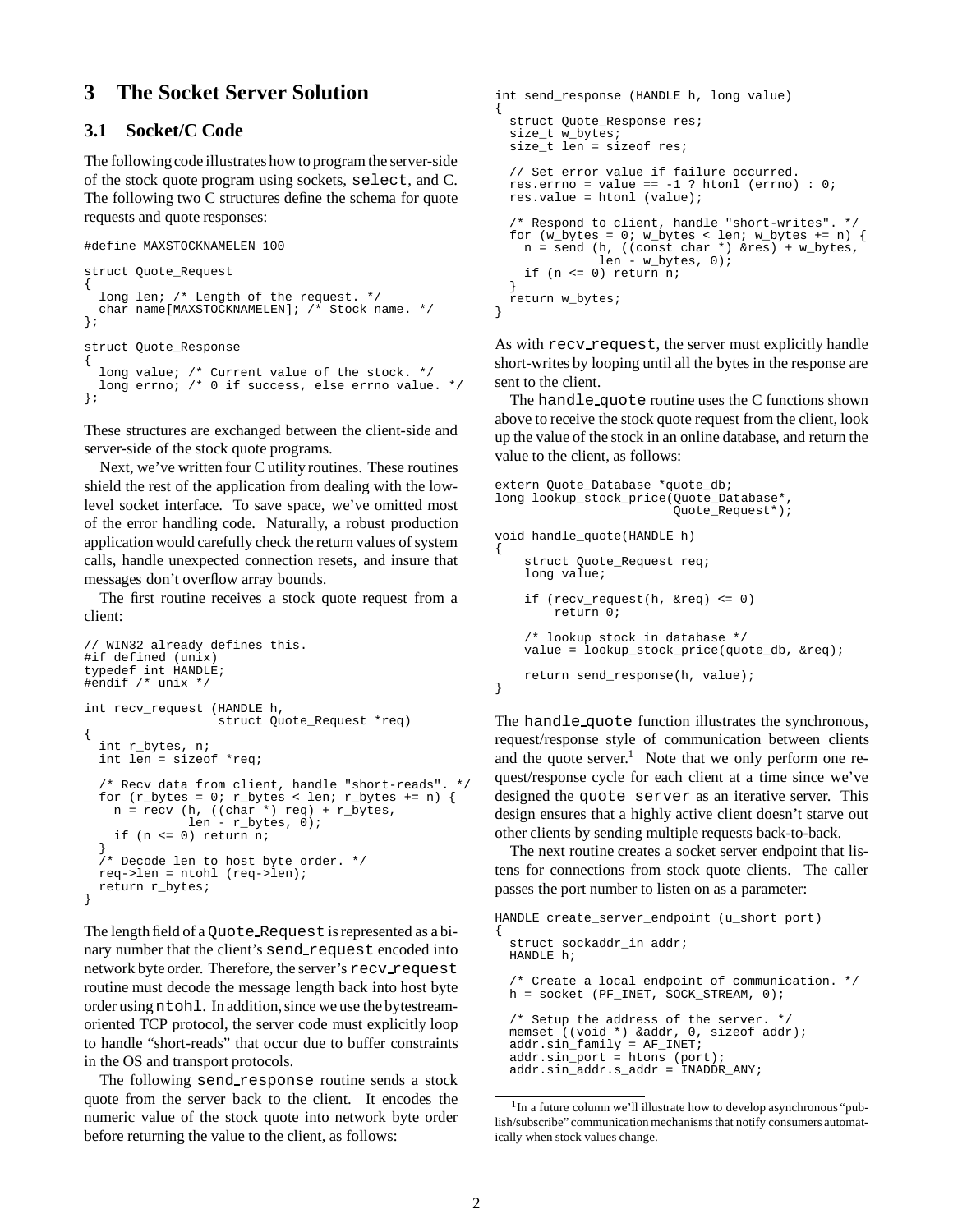## 3 The Socket Server Solution

### 3.1 Socket/C Code

The following code illustrates how to program the server-side of the stock quote program using sockets, `select`, and C. The following two C structures define the schema for quote requests and quote responses:

```
#define MAXSTOCKNAMELEN 100

struct Quote_Request
{
  long len; /* Length of the request. */
  char name[MAXSTOCKNAMELEN]; /* Stock name. */
};

struct Quote_Response
{
  long value; /* Current value of the stock. */
  long errno; /* 0 if success, else errno value. */
};
```

These structures are exchanged between the client-side and server-side of the stock quote programs.

Next, we've written four C utility routines. These routines shield the rest of the application from dealing with the low-level socket interface. To save space, we've omitted most of the error handling code. Naturally, a robust production application would carefully check the return values of system calls, handle unexpected connection resets, and insure that messages don't overflow array bounds.

The first routine receives a stock quote request from a client:

```
// WIN32 already defines this.
#if defined (unix)
typedef int HANDLE;
#endif /* unix */

int recv_request (HANDLE h,
                  struct Quote_Request *req)
{
  int r_bytes, n;
  int len = sizeof *req;

  /* Recv data from client, handle "short-reads". */
  for (r_bytes = 0; r_bytes < len; r_bytes += n) {
    n = recv (h, ((char *) req) + r_bytes,
              len - r_bytes, 0);
    if (n <= 0) return n;
  }
  /* Decode len to host byte order. */
  req->len = ntohl (req->len);
  return r_bytes;
}
```

The length field of a `Quote_Request` is represented as a binary number that the client's `send_request` encoded into network byte order. Therefore, the server's `recv_request` routine must decode the message length back into host byte order using `ntohl`. In addition, since we use the bytestream-oriented TCP protocol, the server code must explicitly loop to handle "short-reads" that occur due to buffer constraints in the OS and transport protocols.

The following `send_response` routine sends a stock quote from the server back to the client. It encodes the numeric value of the stock quote into network byte order before returning the value to the client, as follows:

```
int send_response (HANDLE h, long value)
{
  struct Quote_Response res;
  size_t w_bytes;
  size_t len = sizeof res;

  // Set error value if failure occurred.
  res.errno = value == -1 ? htonl (errno) : 0;
  res.value = htonl (value);

  /* Respond to client, handle "short-writes". */
  for (w_bytes = 0; w_bytes < len; w_bytes += n) {
    n = send (h, ((const char *) &res) + w_bytes,
              len - w_bytes, 0);
    if (n <= 0) return n;
  }
  return w_bytes;
}
```

As with `recv_request`, the server must explicitly handle short-writes by looping until all the bytes in the response are sent to the client.

The `handle_quote` routine uses the C functions shown above to receive the stock quote request from the client, look up the value of the stock in an online database, and return the value to the client, as follows:

```
extern Quote_Database *quote_db;
long lookup_stock_price(Quote_Database*,
                        Quote_Request*);

void handle_quote(HANDLE h)
{
    struct Quote_Request req;
    long value;

    if (recv_request(h, &req) <= 0)
        return 0;

    /* lookup stock in database */
    value = lookup_stock_price(quote_db, &req);

    return send_response(h, value);
}
```

The `handle_quote` function illustrates the synchronous, request/response style of communication between clients and the quote server.[1] Note that we only perform one request/response cycle for each client at a time since we've designed the `quote server` as an iterative server. This design ensures that a highly active client doesn't starve out other clients by sending multiple requests back-to-back.

The next routine creates a socket server endpoint that listens for connections from stock quote clients. The caller passes the port number to listen on as a parameter:

```
HANDLE create_server_endpoint (u_short port)
{
  struct sockaddr_in addr;
  HANDLE h;

  /* Create a local endpoint of communication. */
  h = socket (PF_INET, SOCK_STREAM, 0);

  /* Setup the address of the server. */
  memset ((void *) &addr, 0, sizeof addr);
  addr.sin_family = AF_INET;
  addr.sin_port = htons (port);
  addr.sin_addr.s_addr = INADDR_ANY;
```

[1] In a future column we'll illustrate how to develop asynchronous "publish/subscribe" communication mechanisms that notify consumers automatically when stock values change.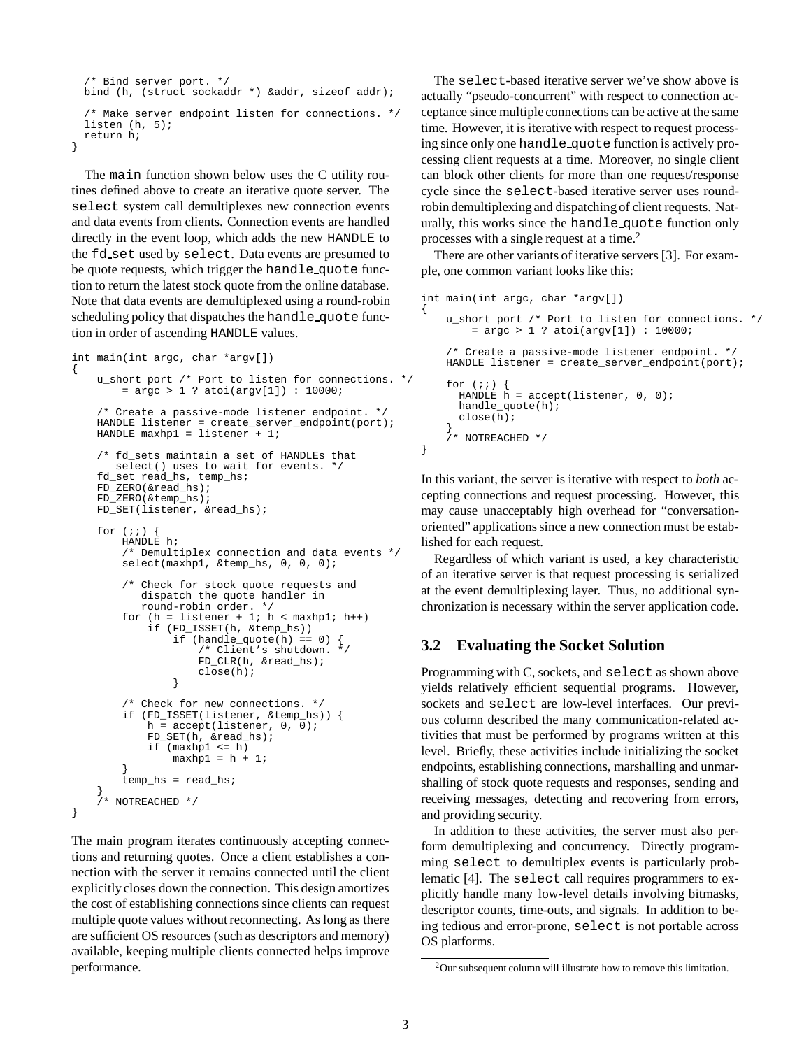```
    /* Bind server port. */
    bind (h, (struct sockaddr *) &addr, sizeof addr);

    /* Make server endpoint listen for connections. */
    listen (h, 5);
    return h;
}
```

The main function shown below uses the C utility routines defined above to create an iterative quote server. The select system call demultiplexes new connection events and data events from clients. Connection events are handled directly in the event loop, which adds the new HANDLE to the fd_set used by select. Data events are presumed to be quote requests, which trigger the handle_quote function to return the latest stock quote from the online database. Note that data events are demultiplexed using a round-robin scheduling policy that dispatches the handle_quote function in order of ascending HANDLE values.

```
int main(int argc, char *argv[])
{
    u_short port /* Port to listen for connections. */
        = argc > 1 ? atoi(argv[1]) : 10000;

    /* Create a passive-mode listener endpoint. */
    HANDLE listener = create_server_endpoint(port);
    HANDLE maxhp1 = listener + 1;

    /* fd_sets maintain a set of HANDLEs that
       select() uses to wait for events. */
    fd_set read_hs, temp_hs;
    FD_ZERO(&read_hs);
    FD_ZERO(&temp_hs);
    FD_SET(listener, &read_hs);

    for (;;) {
        HANDLE h;
        /* Demultiplex connection and data events */
        select(maxhp1, &temp_hs, 0, 0, 0);

        /* Check for stock quote requests and
           dispatch the quote handler in
           round-robin order. */
        for (h = listener + 1; h < maxhp1; h++)
            if (FD_ISSET(h, &temp_hs))
                if (handle_quote(h) == 0) {
                    /* Client's shutdown. */
                    FD_CLR(h, &read_hs);
                    close(h);
                }

        /* Check for new connections. */
        if (FD_ISSET(listener, &temp_hs)) {
            h = accept(listener, 0, 0);
            FD_SET(h, &read_hs);
            if (maxhp1 <= h)
                maxhp1 = h + 1;
        }
        temp_hs = read_hs;
    }
    /* NOTREACHED */
}
```

The main program iterates continuously accepting connections and returning quotes. Once a client establishes a connection with the server it remains connected until the client explicitly closes down the connection. This design amortizes the cost of establishing connections since clients can request multiple quote values without reconnecting. As long as there are sufficient OS resources (such as descriptors and memory) available, keeping multiple clients connected helps improve performance.

The select-based iterative server we've show above is actually "pseudo-concurrent" with respect to connection acceptance since multiple connections can be active at the same time. However, it is iterative with respect to request processing since only one handle_quote function is actively processing client requests at a time. Moreover, no single client can block other clients for more than one request/response cycle since the select-based iterative server uses round-robin demultiplexing and dispatching of client requests. Naturally, this works since the handle_quote function only processes with a single request at a time.[2]

There are other variants of iterative servers [3]. For example, one common variant looks like this:

```
int main(int argc, char *argv[])
{
    u_short port /* Port to listen for connections. */
        = argc > 1 ? atoi(argv[1]) : 10000;

    /* Create a passive-mode listener endpoint. */
    HANDLE listener = create_server_endpoint(port);

    for (;;) {
      HANDLE h = accept(listener, 0, 0);
      handle_quote(h);
      close(h);
    }
    /* NOTREACHED */
}
```

In this variant, the server is iterative with respect to *both* accepting connections and request processing. However, this may cause unacceptably high overhead for "conversation-oriented" applications since a new connection must be established for each request.

Regardless of which variant is used, a key characteristic of an iterative server is that request processing is serialized at the event demultiplexing layer. Thus, no additional synchronization is necessary within the server application code.

## 3.2 Evaluating the Socket Solution

Programming with C, sockets, and select as shown above yields relatively efficient sequential programs. However, sockets and select are low-level interfaces. Our previous column described the many communication-related activities that must be performed by programs written at this level. Briefly, these activities include initializing the socket endpoints, establishing connections, marshalling and unmarshalling of stock quote requests and responses, sending and receiving messages, detecting and recovering from errors, and providing security.

In addition to these activities, the server must also perform demultiplexing and concurrency. Directly programming select to demultiplex events is particularly problematic [4]. The select call requires programmers to explicitly handle many low-level details involving bitmasks, descriptor counts, time-outs, and signals. In addition to being tedious and error-prone, select is not portable across OS platforms.

[2] Our subsequent column will illustrate how to remove this limitation.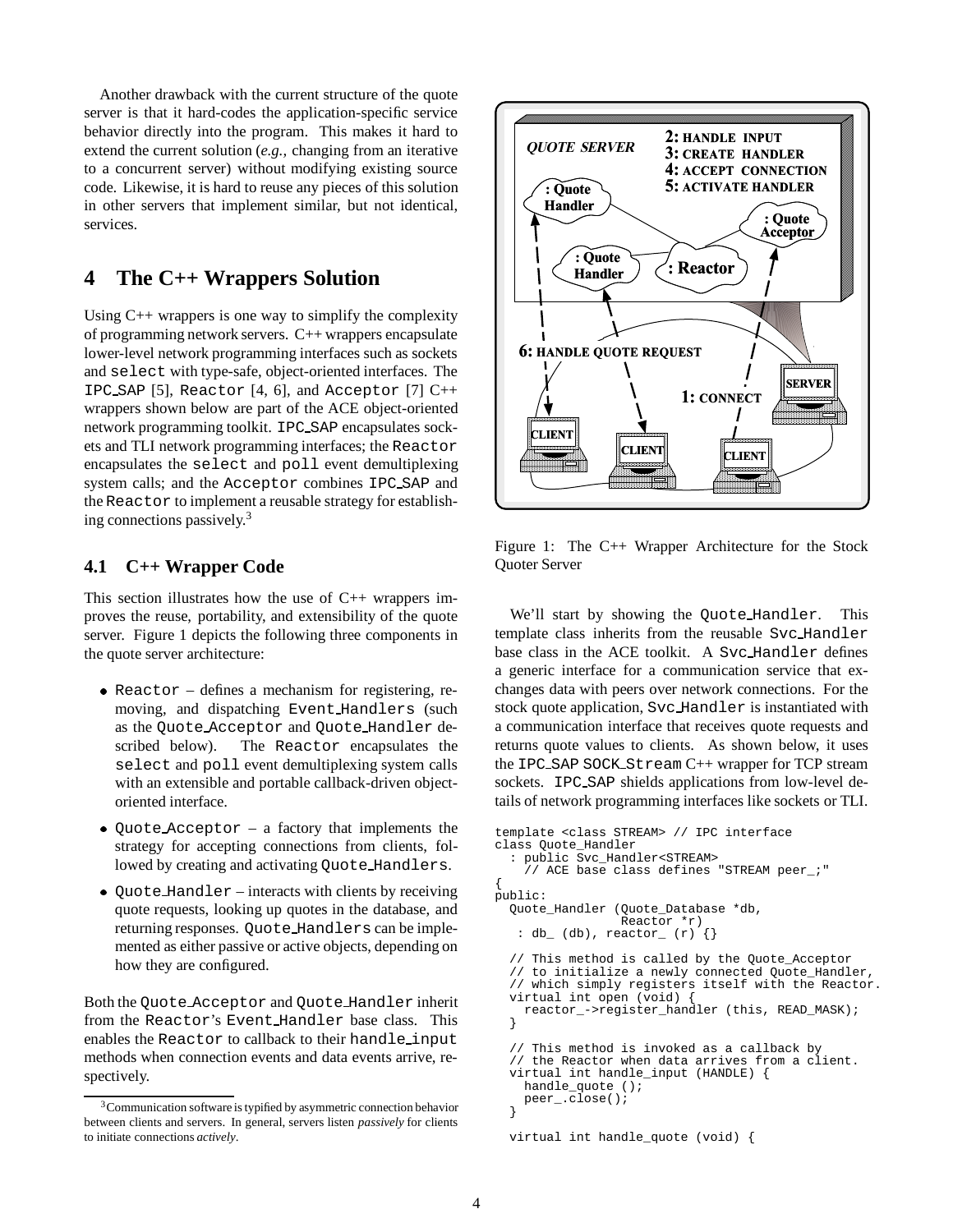Another drawback with the current structure of the quote server is that it hard-codes the application-specific service behavior directly into the program. This makes it hard to extend the current solution (*e.g.,* changing from an iterative to a concurrent server) without modifying existing source code. Likewise, it is hard to reuse any pieces of this solution in other servers that implement similar, but not identical, services.

# 4 The C++ Wrappers Solution

Using C++ wrappers is one way to simplify the complexity of programming network servers. C++ wrappers encapsulate lower-level network programming interfaces such as sockets and `select` with type-safe, object-oriented interfaces. The `IPC_SAP` [5], `Reactor` [4, 6], and `Acceptor` [7] C++ wrappers shown below are part of the ACE object-oriented network programming toolkit. `IPC_SAP` encapsulates sockets and TLI network programming interfaces; the `Reactor` encapsulates the `select` and `poll` event demultiplexing system calls; and the `Acceptor` combines `IPC_SAP` and the `Reactor` to implement a reusable strategy for establishing connections passively.[3]

## 4.1 C++ Wrapper Code

This section illustrates how the use of C++ wrappers improves the reuse, portability, and extensibility of the quote server. Figure 1 depicts the following three components in the quote server architecture:

- `Reactor` – defines a mechanism for registering, removing, and dispatching `Event_Handlers` (such as the `Quote_Acceptor` and `Quote_Handler` described below). The `Reactor` encapsulates the `select` and `poll` event demultiplexing system calls with an extensible and portable callback-driven object-oriented interface.
- `Quote_Acceptor` – a factory that implements the strategy for accepting connections from clients, followed by creating and activating `Quote_Handlers`.
- `Quote_Handler` – interacts with clients by receiving quote requests, looking up quotes in the database, and returning responses. `Quote_Handlers` can be implemented as either passive or active objects, depending on how they are configured.

Both the `Quote_Acceptor` and `Quote_Handler` inherit from the `Reactor`'s `Event_Handler` base class. This enables the `Reactor` to callback to their `handle_input` methods when connection events and data events arrive, respectively.

[3] Communication software is typified by asymmetric connection behavior between clients and servers. In general, servers listen *passively* for clients to initiate connections *actively*.

Figure 1: The C++ Wrapper Architecture for the Stock Quoter Server

We'll start by showing the `Quote_Handler`. This template class inherits from the reusable `Svc_Handler` base class in the ACE toolkit. A `Svc_Handler` defines a generic interface for a communication service that exchanges data with peers over network connections. For the stock quote application, `Svc_Handler` is instantiated with a communication interface that receives quote requests and returns quote values to clients. As shown below, it uses the `IPC_SAP SOCK_Stream` C++ wrapper for TCP stream sockets. `IPC_SAP` shields applications from low-level details of network programming interfaces like sockets or TLI.

```
template <class STREAM> // IPC interface
class Quote_Handler
  : public Svc_Handler<STREAM>
    // ACE base class defines "STREAM peer_;"
{
public:
  Quote_Handler (Quote_Database *db,
                 Reactor *r)
    : db_ (db), reactor_ (r) {}

  // This method is called by the Quote_Acceptor
  // to initialize a newly connected Quote_Handler,
  // which simply registers itself with the Reactor.
  virtual int open (void) {
    reactor_->register_handler (this, READ_MASK);
  }

  // This method is invoked as a callback by
  // the Reactor when data arrives from a client.
  virtual int handle_input (HANDLE) {
    handle_quote ();
    peer_.close();
  }

  virtual int handle_quote (void) {
```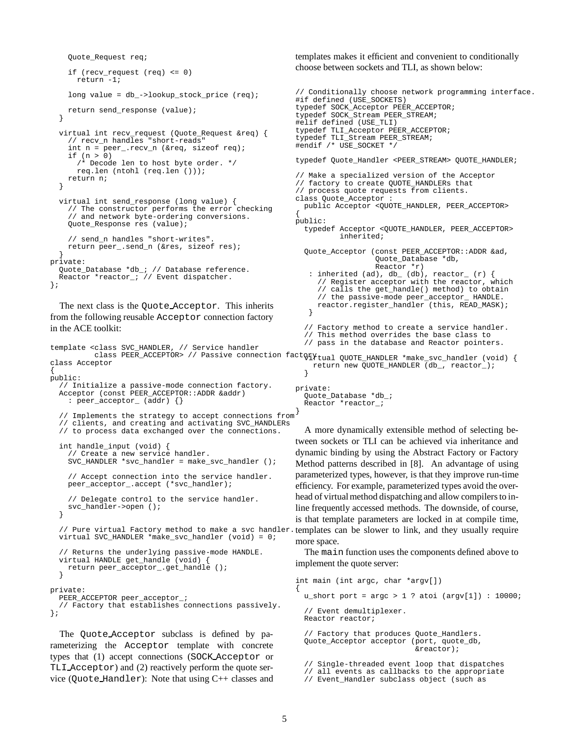```
    Quote_Request req;

    if (recv_request (req) <= 0)
      return -1;

    long value = db_->lookup_stock_price (req);

    return send_response (value);
  }

  virtual int recv_request (Quote_Request &req) {
    // recv_n handles "short-reads"
    int n = peer_.recv_n (&req, sizeof req);
    if (n > 0)
      /* Decode len to host byte order. */
      req.len (ntohl (req.len ()));
    return n;
  }

  virtual int send_response (long value) {
    // The constructor performs the error checking
    // and network byte-ordering conversions.
    Quote_Response res (value);

    // send_n handles "short-writes".
    return peer_.send_n (&res, sizeof res);
  }
private:
  Quote_Database *db_; // Database reference.
  Reactor *reactor_; // Event dispatcher.
};
```

The next class is the `Quote_Acceptor`. This inherits from the following reusable `Acceptor` connection factory in the ACE toolkit:

```
template <class SVC_HANDLER, // Service handler
          class PEER_ACCEPTOR> // Passive connection factory
class Acceptor
{
public:
  // Initialize a passive-mode connection factory.
  Acceptor (const PEER_ACCEPTOR::ADDR &addr)
    : peer_acceptor_ (addr) {}

  // Implements the strategy to accept connections from
  // clients, and creating and activating SVC_HANDLERs
  // to process data exchanged over the connections.

  int handle_input (void) {
    // Create a new service handler.
    SVC_HANDLER *svc_handler = make_svc_handler ();

    // Accept connection into the service handler.
    peer_acceptor_.accept (*svc_handler);

    // Delegate control to the service handler.
    svc_handler->open ();
  }

  // Pure virtual Factory method to make a svc handler.
  virtual SVC_HANDLER *make_svc_handler (void) = 0;

  // Returns the underlying passive-mode HANDLE.
  virtual HANDLE get_handle (void) {
    return peer_acceptor_.get_handle ();
  }

private:
  PEER_ACCEPTOR peer_acceptor_;
  // Factory that establishes connections passively.
};
```

The `Quote_Acceptor` subclass is defined by parameterizing the `Acceptor` template with concrete types that (1) accept connections (`SOCK_Acceptor` or `TLI_Acceptor`) and (2) reactively perform the quote service (`Quote_Handler`): Note that using C++ classes and templates makes it efficient and convenient to conditionally choose between sockets and TLI, as shown below:

```
// Conditionally choose network programming interface.
#if defined (USE_SOCKETS)
typedef SOCK_Acceptor PEER_ACCEPTOR;
typedef SOCK_Stream PEER_STREAM;
#elif defined (USE_TLI)
typedef TLI_Acceptor PEER_ACCEPTOR;
typedef TLI_Stream PEER_STREAM;
#endif /* USE_SOCKET */

typedef Quote_Handler <PEER_STREAM> QUOTE_HANDLER;

// Make a specialized version of the Acceptor
// factory to create QUOTE_HANDLERs that
// process quote requests from clients.
class Quote_Acceptor :
  public Acceptor <QUOTE_HANDLER, PEER_ACCEPTOR>
{
public:
  typedef Acceptor <QUOTE_HANDLER, PEER_ACCEPTOR>
          inherited;

  Quote_Acceptor (const PEER_ACCEPTOR::ADDR &ad,
                  Quote_Database *db,
                  Reactor *r)
    : inherited (ad), db_ (db), reactor_ (r) {
      // Register acceptor with the reactor, which
      // calls the get_handle() method) to obtain
      // the passive-mode peer_acceptor_ HANDLE.
      reactor.register_handler (this, READ_MASK);
    }

  // Factory method to create a service handler.
  // This method overrides the base class to
  // pass in the database and Reactor pointers.
  virtual QUOTE_HANDLER *make_svc_handler (void) {
    return new QUOTE_HANDLER (db_, reactor_);
  }

private:
  Quote_Database *db_;
  Reactor *reactor_;
}
```

A more dynamically extensible method of selecting between sockets or TLI can be achieved via inheritance and dynamic binding by using the Abstract Factory or Factory Method patterns described in [8]. An advantage of using parameterized types, however, is that they improve run-time efficiency. For example, parameterized types avoid the overhead of virtual method dispatching and allow compilers to inline frequently accessed methods. The downside, of course, is that template parameters are locked in at compile time, templates can be slower to link, and they usually require more space.

The `main` function uses the components defined above to implement the quote server:

```
int main (int argc, char *argv[])
{
  u_short port = argc > 1 ? atoi (argv[1]) : 10000;

  // Event demultiplexer.
  Reactor reactor;

  // Factory that produces Quote_Handlers.
  Quote_Acceptor acceptor (port, quote_db,
                           &reactor);

  // Single-threaded event loop that dispatches
  // all events as callbacks to the appropriate
  // Event_Handler subclass object (such as
```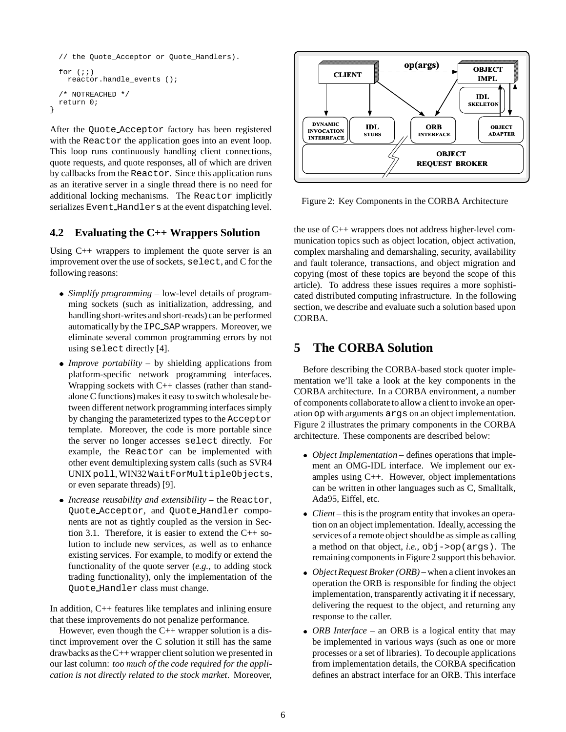```
  // the Quote_Acceptor or Quote_Handlers).

  for (;;)
    reactor.handle_events ();

  /* NOTREACHED */
  return 0;
}
```

After the Quote_Acceptor factory has been registered with the Reactor the application goes into an event loop. This loop runs continuously handling client connections, quote requests, and quote responses, all of which are driven by callbacks from the Reactor. Since this application runs as an iterative server in a single thread there is no need for additional locking mechanisms. The Reactor implicitly serializes Event_Handlers at the event dispatching level.

## 4.2 Evaluating the C++ Wrappers Solution

Using C++ wrappers to implement the quote server is an improvement over the use of sockets, select, and C for the following reasons:

- *Simplify programming* – low-level details of programming sockets (such as initialization, addressing, and handling short-writes and short-reads) can be performed automatically by the IPC_SAP wrappers. Moreover, we eliminate several common programming errors by not using select directly [4].
- *Improve portability* – by shielding applications from platform-specific network programming interfaces. Wrapping sockets with C++ classes (rather than stand-alone C functions) makes it easy to switch wholesale between different network programming interfaces simply by changing the parameterized types to the Acceptor template. Moreover, the code is more portable since the server no longer accesses select directly. For example, the Reactor can be implemented with other event demultiplexing system calls (such as SVR4 UNIX poll, WIN32 WaitForMultipleObjects, or even separate threads) [9].
- *Increase reusability and extensibility* – the Reactor, Quote_Acceptor, and Quote_Handler components are not as tightly coupled as the version in Section 3.1. Therefore, it is easier to extend the C++ solution to include new services, as well as to enhance existing services. For example, to modify or extend the functionality of the quote server (*e.g.,* to adding stock trading functionality), only the implementation of the Quote_Handler class must change.

In addition, C++ features like templates and inlining ensure that these improvements do not penalize performance.

However, even though the C++ wrapper solution is a distinct improvement over the C solution it still has the same drawbacks as the C++ wrapper client solution we presented in our last column: *too much of the code required for the application is not directly related to the stock market*. Moreover, the use of C++ wrappers does not address higher-level communication topics such as object location, object activation, complex marshaling and demarshaling, security, availability and fault tolerance, transactions, and object migration and copying (most of these topics are beyond the scope of this article). To address these issues requires a more sophisticated distributed computing infrastructure. In the following section, we describe and evaluate such a solution based upon CORBA.

Figure 2: Key Components in the CORBA Architecture

# 5 The CORBA Solution

Before describing the CORBA-based stock quoter implementation we'll take a look at the key components in the CORBA architecture. In a CORBA environment, a number of components collaborate to allow a client to invoke an operation op with arguments args on an object implementation. Figure 2 illustrates the primary components in the CORBA architecture. These components are described below:

- *Object Implementation* – defines operations that implement an OMG-IDL interface. We implement our examples using C++. However, object implementations can be written in other languages such as C, Smalltalk, Ada95, Eiffel, etc.
- *Client* – this is the program entity that invokes an operation on an object implementation. Ideally, accessing the services of a remote object should be as simple as calling a method on that object, *i.e.,* obj->op(args). The remaining components in Figure 2 support this behavior.
- *Object Request Broker (ORB)* – when a client invokes an operation the ORB is responsible for finding the object implementation, transparently activating it if necessary, delivering the request to the object, and returning any response to the caller.
- *ORB Interface* – an ORB is a logical entity that may be implemented in various ways (such as one or more processes or a set of libraries). To decouple applications from implementation details, the CORBA specification defines an abstract interface for an ORB. This interface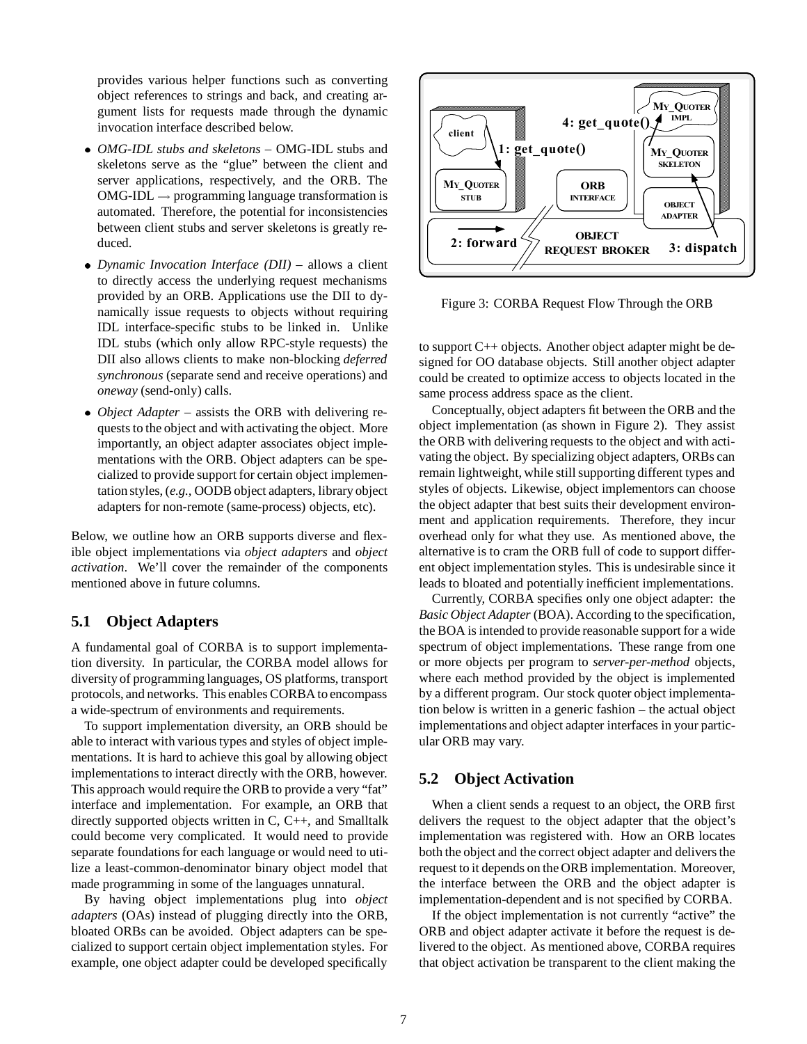provides various helper functions such as converting object references to strings and back, and creating argument lists for requests made through the dynamic invocation interface described below.

- *OMG-IDL stubs and skeletons* – OMG-IDL stubs and skeletons serve as the "glue" between the client and server applications, respectively, and the ORB. The OMG-IDL → programming language transformation is automated. Therefore, the potential for inconsistencies between client stubs and server skeletons is greatly reduced.
- *Dynamic Invocation Interface (DII)* – allows a client to directly access the underlying request mechanisms provided by an ORB. Applications use the DII to dynamically issue requests to objects without requiring IDL interface-specific stubs to be linked in. Unlike IDL stubs (which only allow RPC-style requests) the DII also allows clients to make non-blocking *deferred synchronous* (separate send and receive operations) and *oneway* (send-only) calls.
- *Object Adapter* – assists the ORB with delivering requests to the object and with activating the object. More importantly, an object adapter associates object implementations with the ORB. Object adapters can be specialized to provide support for certain object implementation styles, (*e.g.,* OODB object adapters, library object adapters for non-remote (same-process) objects, etc).

Below, we outline how an ORB supports diverse and flexible object implementations via *object adapters* and *object activation*. We'll cover the remainder of the components mentioned above in future columns.

## 5.1 Object Adapters

A fundamental goal of CORBA is to support implementation diversity. In particular, the CORBA model allows for diversity of programming languages, OS platforms, transport protocols, and networks. This enables CORBA to encompass a wide-spectrum of environments and requirements.

To support implementation diversity, an ORB should be able to interact with various types and styles of object implementations. It is hard to achieve this goal by allowing object implementations to interact directly with the ORB, however. This approach would require the ORB to provide a very "fat" interface and implementation. For example, an ORB that directly supported objects written in C, C++, and Smalltalk could become very complicated. It would need to provide separate foundations for each language or would need to utilize a least-common-denominator binary object model that made programming in some of the languages unnatural.

By having object implementations plug into *object adapters* (OAs) instead of plugging directly into the ORB, bloated ORBs can be avoided. Object adapters can be specialized to support certain object implementation styles. For example, one object adapter could be developed specifically to support C++ objects. Another object adapter might be designed for OO database objects. Still another object adapter could be created to optimize access to objects located in the same process address space as the client.

Figure 3: CORBA Request Flow Through the ORB

Conceptually, object adapters fit between the ORB and the object implementation (as shown in Figure 2). They assist the ORB with delivering requests to the object and with activating the object. By specializing object adapters, ORBs can remain lightweight, while still supporting different types and styles of objects. Likewise, object implementors can choose the object adapter that best suits their development environment and application requirements. Therefore, they incur overhead only for what they use. As mentioned above, the alternative is to cram the ORB full of code to support different object implementation styles. This is undesirable since it leads to bloated and potentially inefficient implementations.

Currently, CORBA specifies only one object adapter: the *Basic Object Adapter* (BOA). According to the specification, the BOA is intended to provide reasonable support for a wide spectrum of object implementations. These range from one or more objects per program to *server-per-method* objects, where each method provided by the object is implemented by a different program. Our stock quoter object implementation below is written in a generic fashion – the actual object implementations and object adapter interfaces in your particular ORB may vary.

## 5.2 Object Activation

When a client sends a request to an object, the ORB first delivers the request to the object adapter that the object's implementation was registered with. How an ORB locates both the object and the correct object adapter and delivers the request to it depends on the ORB implementation. Moreover, the interface between the ORB and the object adapter is implementation-dependent and is not specified by CORBA.

If the object implementation is not currently "active" the ORB and object adapter activate it before the request is delivered to the object. As mentioned above, CORBA requires that object activation be transparent to the client making the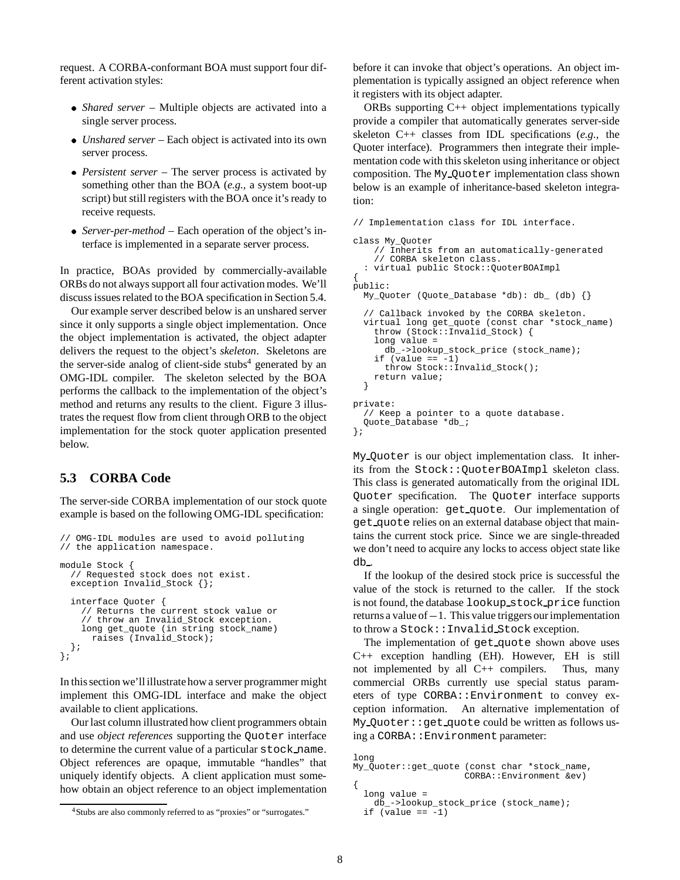request. A CORBA-conformant BOA must support four different activation styles:

- *Shared server* – Multiple objects are activated into a single server process.
- *Unshared server* – Each object is activated into its own server process.
- *Persistent server* – The server process is activated by something other than the BOA (*e.g.*, a system boot-up script) but still registers with the BOA once it's ready to receive requests.
- *Server-per-method* – Each operation of the object's interface is implemented in a separate server process.

In practice, BOAs provided by commercially-available ORBs do not always support all four activation modes. We'll discuss issues related to the BOA specification in Section 5.4.

Our example server described below is an unshared server since it only supports a single object implementation. Once the object implementation is activated, the object adapter delivers the request to the object's *skeleton*. Skeletons are the server-side analog of client-side stubs[4] generated by an OMG-IDL compiler. The skeleton selected by the BOA performs the callback to the implementation of the object's method and returns any results to the client. Figure 3 illustrates the request flow from client through ORB to the object implementation for the stock quoter application presented below.

## 5.3 CORBA Code

The server-side CORBA implementation of our stock quote example is based on the following OMG-IDL specification:

```
// OMG-IDL modules are used to avoid polluting
// the application namespace.

module Stock {
  // Requested stock does not exist.
  exception Invalid_Stock {};

  interface Quoter {
    // Returns the current stock value or
    // throw an Invalid_Stock exception.
    long get_quote (in string stock_name)
      raises (Invalid_Stock);
  };
};
```

In this section we'll illustrate how a server programmer might implement this OMG-IDL interface and make the object available to client applications.

Our last column illustrated how client programmers obtain and use *object references* supporting the Quoter interface to determine the current value of a particular stock_name. Object references are opaque, immutable "handles" that uniquely identify objects. A client application must somehow obtain an object reference to an object implementation before it can invoke that object's operations. An object implementation is typically assigned an object reference when it registers with its object adapter.

ORBs supporting C++ object implementations typically provide a compiler that automatically generates server-side skeleton C++ classes from IDL specifications (*e.g.*, the Quoter interface). Programmers then integrate their implementation code with this skeleton using inheritance or object composition. The My_Quoter implementation class shown below is an example of inheritance-based skeleton integration:

```
// Implementation class for IDL interface.

class My_Quoter
    // Inherits from an automatically-generated
    // CORBA skeleton class.
  : virtual public Stock::QuoterBOAImpl
{
public:
  My_Quoter (Quote_Database *db): db_ (db) {}

  // Callback invoked by the CORBA skeleton.
  virtual long get_quote (const char *stock_name)
    throw (Stock::Invalid_Stock) {
    long value =
      db_->lookup_stock_price (stock_name);
    if (value == -1)
      throw Stock::Invalid_Stock();
    return value;
  }

private:
  // Keep a pointer to a quote database.
  Quote_Database *db_;
};
```

My_Quoter is our object implementation class. It inherits from the Stock::QuoterBOAImpl skeleton class. This class is generated automatically from the original IDL Quoter specification. The Quoter interface supports a single operation: get_quote. Our implementation of get_quote relies on an external database object that maintains the current stock price. Since we are single-threaded we don't need to acquire any locks to access object state like db_.

If the lookup of the desired stock price is successful the value of the stock is returned to the caller. If the stock is not found, the database lookup_stock_price function returns a value of $-1$. This value triggers our implementation to throw a Stock::Invalid_Stock exception.

The implementation of get_quote shown above uses C++ exception handling (EH). However, EH is still not implemented by all C++ compilers. Thus, many commercial ORBs currently use special status parameters of type CORBA::Environment to convey exception information. An alternative implementation of My_Quoter::get_quote could be written as follows using a CORBA::Environment parameter:

```
long
My_Quoter::get_quote (const char *stock_name,
                      CORBA::Environment &ev)
{
  long value =
    db_->lookup_stock_price (stock_name);
  if (value == -1)
```

[4] Stubs are also commonly referred to as "proxies" or "surrogates."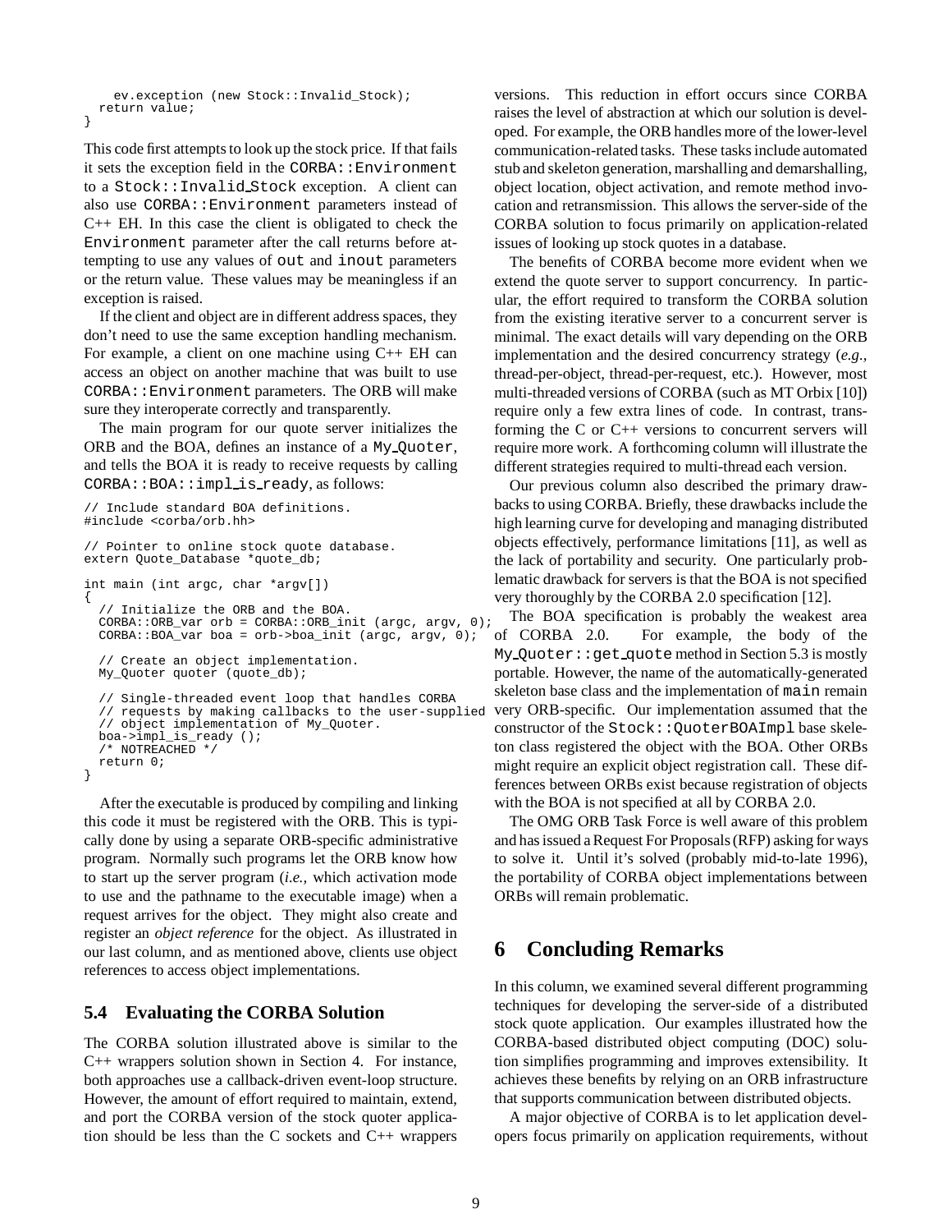```
    ev.exception (new Stock::Invalid_Stock);
  return value;
}
```

This code first attempts to look up the stock price. If that fails it sets the exception field in the `CORBA::Environment` to a `Stock::Invalid_Stock` exception. A client can also use `CORBA::Environment` parameters instead of C++ EH. In this case the client is obligated to check the `Environment` parameter after the call returns before attempting to use any values of `out` and `inout` parameters or the return value. These values may be meaningless if an exception is raised.

If the client and object are in different address spaces, they don't need to use the same exception handling mechanism. For example, a client on one machine using C++ EH can access an object on another machine that was built to use `CORBA::Environment` parameters. The ORB will make sure they interoperate correctly and transparently.

The main program for our quote server initializes the ORB and the BOA, defines an instance of a `My_Quoter`, and tells the BOA it is ready to receive requests by calling `CORBA::BOA::impl_is_ready`, as follows:

```
// Include standard BOA definitions.
#include <corba/orb.hh>

// Pointer to online stock quote database.
extern Quote_Database *quote_db;

int main (int argc, char *argv[])
{
  // Initialize the ORB and the BOA.
  CORBA::ORB_var orb = CORBA::ORB_init (argc, argv, 0);
  CORBA::BOA_var boa = orb->boa_init (argc, argv, 0);

  // Create an object implementation.
  My_Quoter quoter (quote_db);

  // Single-threaded event loop that handles CORBA
  // requests by making callbacks to the user-supplied
  // object implementation of My_Quoter.
  boa->impl_is_ready ();
  /* NOTREACHED */
  return 0;
}
```

After the executable is produced by compiling and linking this code it must be registered with the ORB. This is typically done by using a separate ORB-specific administrative program. Normally such programs let the ORB know how to start up the server program (*i.e.,* which activation mode to use and the pathname to the executable image) when a request arrives for the object. They might also create and register an *object reference* for the object. As illustrated in our last column, and as mentioned above, clients use object references to access object implementations.

### 5.4 Evaluating the CORBA Solution

The CORBA solution illustrated above is similar to the C++ wrappers solution shown in Section 4. For instance, both approaches use a callback-driven event-loop structure. However, the amount of effort required to maintain, extend, and port the CORBA version of the stock quoter application should be less than the C sockets and C++ wrappers versions. This reduction in effort occurs since CORBA raises the level of abstraction at which our solution is developed. For example, the ORB handles more of the lower-level communication-related tasks. These tasks include automated stub and skeleton generation, marshalling and demarshalling, object location, object activation, and remote method invocation and retransmission. This allows the server-side of the CORBA solution to focus primarily on application-related issues of looking up stock quotes in a database.

The benefits of CORBA become more evident when we extend the quote server to support concurrency. In particular, the effort required to transform the CORBA solution from the existing iterative server to a concurrent server is minimal. The exact details will vary depending on the ORB implementation and the desired concurrency strategy (*e.g.*, thread-per-object, thread-per-request, etc.). However, most multi-threaded versions of CORBA (such as MT Orbix [10]) require only a few extra lines of code. In contrast, transforming the C or C++ versions to concurrent servers will require more work. A forthcoming column will illustrate the different strategies required to multi-thread each version.

Our previous column also described the primary drawbacks to using CORBA. Briefly, these drawbacks include the high learning curve for developing and managing distributed objects effectively, performance limitations [11], as well as the lack of portability and security. One particularly problematic drawback for servers is that the BOA is not specified very thoroughly by the CORBA 2.0 specification [12].

The BOA specification is probably the weakest area of CORBA 2.0. For example, the body of the `My_Quoter::get_quote` method in Section 5.3 is mostly portable. However, the name of the automatically-generated skeleton base class and the implementation of `main` remain very ORB-specific. Our implementation assumed that the constructor of the `Stock::QuoterBOAImpl` base skeleton class registered the object with the BOA. Other ORBs might require an explicit object registration call. These differences between ORBs exist because registration of objects with the BOA is not specified at all by CORBA 2.0.

The OMG ORB Task Force is well aware of this problem and has issued a Request For Proposals (RFP) asking for ways to solve it. Until it's solved (probably mid-to-late 1996), the portability of CORBA object implementations between ORBs will remain problematic.

## 6 Concluding Remarks

In this column, we examined several different programming techniques for developing the server-side of a distributed stock quote application. Our examples illustrated how the CORBA-based distributed object computing (DOC) solution simplifies programming and improves extensibility. It achieves these benefits by relying on an ORB infrastructure that supports communication between distributed objects.

A major objective of CORBA is to let application developers focus primarily on application requirements, without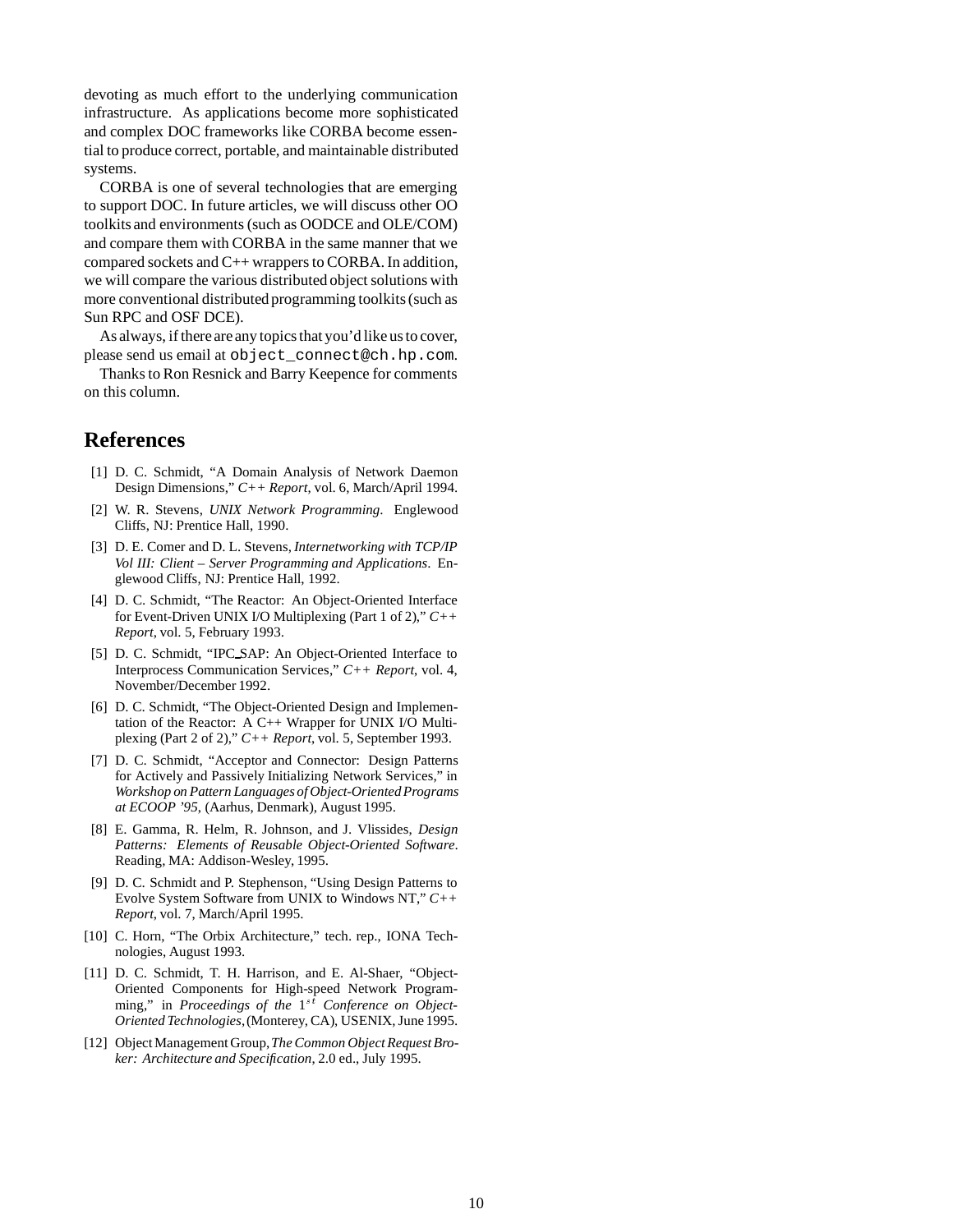devoting as much effort to the underlying communication infrastructure. As applications become more sophisticated and complex DOC frameworks like CORBA become essential to produce correct, portable, and maintainable distributed systems.

CORBA is one of several technologies that are emerging to support DOC. In future articles, we will discuss other OO toolkits and environments (such as OODCE and OLE/COM) and compare them with CORBA in the same manner that we compared sockets and C++ wrappers to CORBA. In addition, we will compare the various distributed object solutions with more conventional distributed programming toolkits (such as Sun RPC and OSF DCE).

As always, if there are any topics that you'd like us to cover, please send us email at `object_connect@ch.hp.com`.

Thanks to Ron Resnick and Barry Keepence for comments on this column.

# References

[1] D. C. Schmidt, "A Domain Analysis of Network Daemon Design Dimensions," *C++ Report*, vol. 6, March/April 1994.

[2] W. R. Stevens, *UNIX Network Programming*. Englewood Cliffs, NJ: Prentice Hall, 1990.

[3] D. E. Comer and D. L. Stevens, *Internetworking with TCP/IP Vol III: Client – Server Programming and Applications*. Englewood Cliffs, NJ: Prentice Hall, 1992.

[4] D. C. Schmidt, "The Reactor: An Object-Oriented Interface for Event-Driven UNIX I/O Multiplexing (Part 1 of 2)," *C++ Report*, vol. 5, February 1993.

[5] D. C. Schmidt, "IPC_SAP: An Object-Oriented Interface to Interprocess Communication Services," *C++ Report*, vol. 4, November/December 1992.

[6] D. C. Schmidt, "The Object-Oriented Design and Implementation of the Reactor: A C++ Wrapper for UNIX I/O Multiplexing (Part 2 of 2)," *C++ Report*, vol. 5, September 1993.

[7] D. C. Schmidt, "Acceptor and Connector: Design Patterns for Actively and Passively Initializing Network Services," in *Workshop on Pattern Languages of Object-Oriented Programs at ECOOP '95*, (Aarhus, Denmark), August 1995.

[8] E. Gamma, R. Helm, R. Johnson, and J. Vlissides, *Design Patterns: Elements of Reusable Object-Oriented Software*. Reading, MA: Addison-Wesley, 1995.

[9] D. C. Schmidt and P. Stephenson, "Using Design Patterns to Evolve System Software from UNIX to Windows NT," *C++ Report*, vol. 7, March/April 1995.

[10] C. Horn, "The Orbix Architecture," tech. rep., IONA Technologies, August 1993.

[11] D. C. Schmidt, T. H. Harrison, and E. Al-Shaer, "Object-Oriented Components for High-speed Network Programming," in *Proceedings of the* $1^{st}$ *Conference on Object-Oriented Technologies*, (Monterey, CA), USENIX, June 1995.

[12] Object Management Group, *The Common Object Request Broker: Architecture and Specification*, 2.0 ed., July 1995.